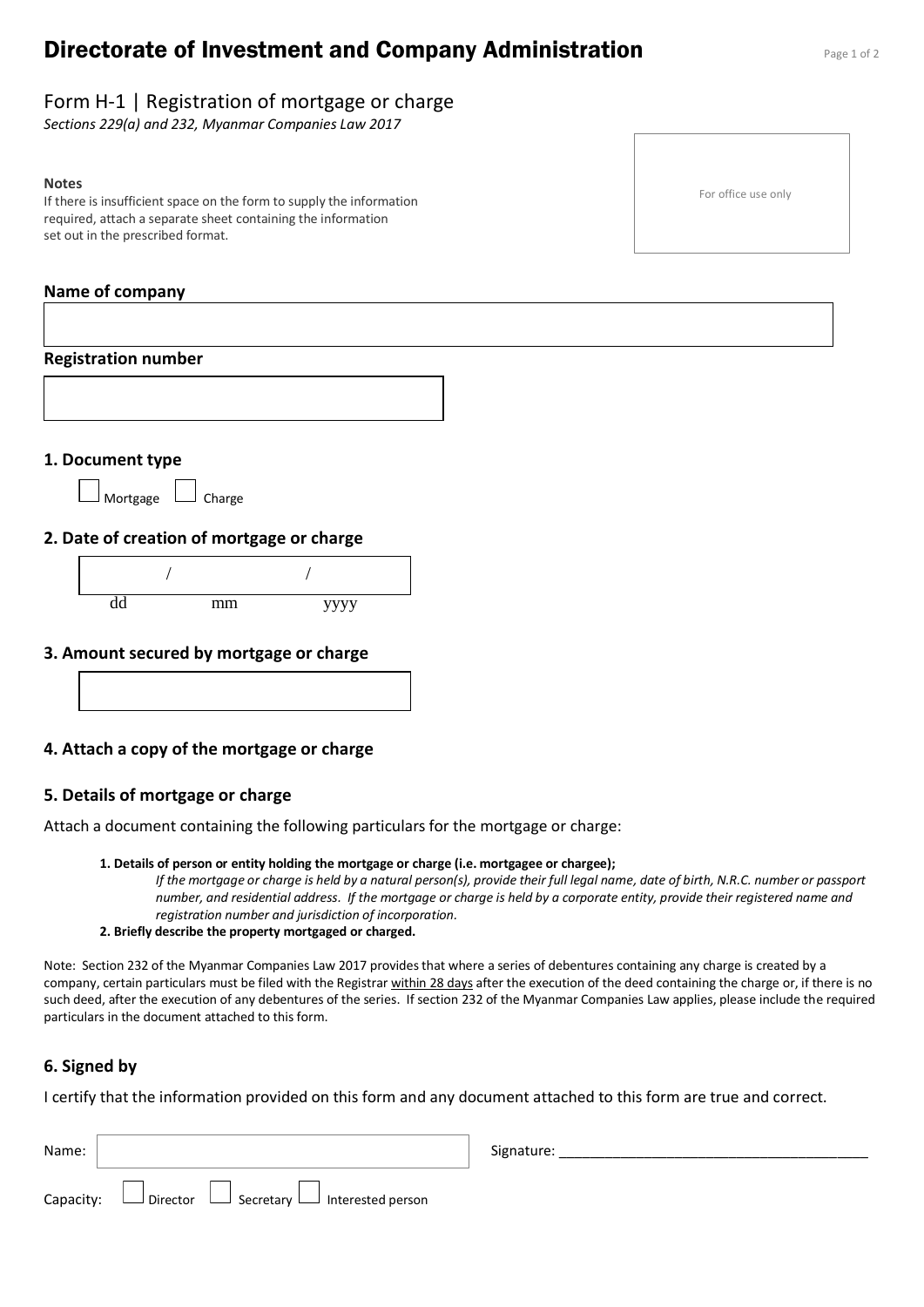# Directorate of Investment and Company Administration

## Form H-1 | Registration of mortgage or charge

*Sections 229(a) and 232, Myanmar Companies Law 2017*

**Notes**

If there is insufficient space on the form to supply the information required, attach a separate sheet containing the information set out in the prescribed format.

For office use only

### Name of company

### Registration number

### 1. Document type

☐ Mortgage ☐ Charge

### 2. Date of creation of mortgage or charge

/ /

dd mm yyyy

### 3. Amount secured by mortgage or charge

### 4. Attach a copy of the mortgage or charge

### 5. Details of mortgage or charge

Attach a document containing the following particulars for the mortgage or charge:

1. **Details of person or entity holding the mortgage or charge (i.e. mortgagee or chargee);**
   *If the mortgage or charge is held by a natural person(s), provide their full legal name, date of birth, N.R.C. number or passport number, and residential address. If the mortgage or charge is held by a corporate entity, provide their registered name and registration number and jurisdiction of incorporation.*
2. **Briefly describe the property mortgaged or charged.**

Note: Section 232 of the Myanmar Companies Law 2017 provides that where a series of debentures containing any charge is created by a company, certain particulars must be filed with the Registrar within 28 days after the execution of the deed containing the charge or, if there is no such deed, after the execution of any debentures of the series. If section 232 of the Myanmar Companies Law applies, please include the required particulars in the document attached to this form.

### 6. Signed by

I certify that the information provided on this form and any document attached to this form are true and correct.

Name: 

Signature: ______________________________________

Capacity: ☐ Director ☐ Secretary ☐ Interested person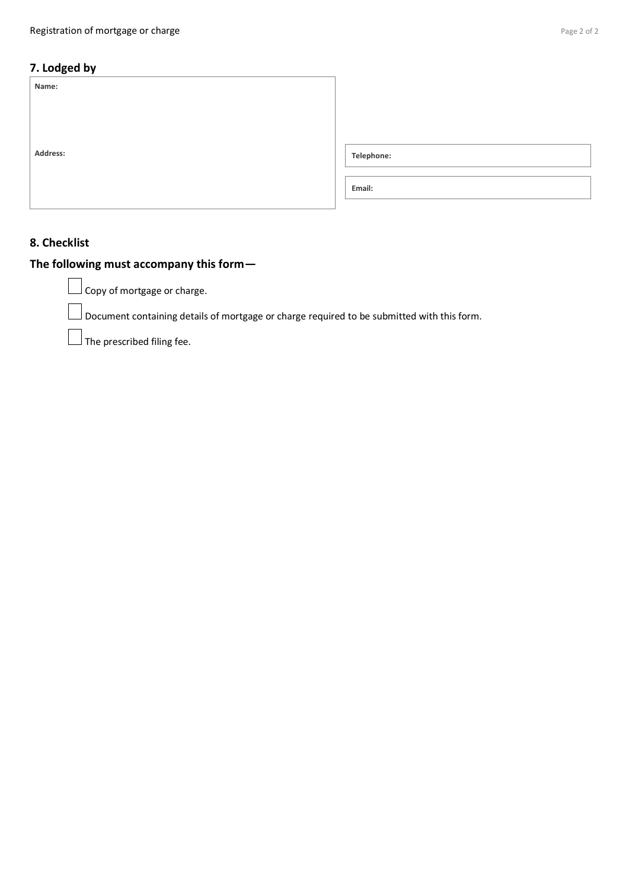## 7. Lodged by

**Name:**

**Address:**

**Telephone:**

**Email:**

## 8. Checklist

### The following must accompany this form—

- ☐ Copy of mortgage or charge.
- ☐ Document containing details of mortgage or charge required to be submitted with this form.
- ☐ The prescribed filing fee.